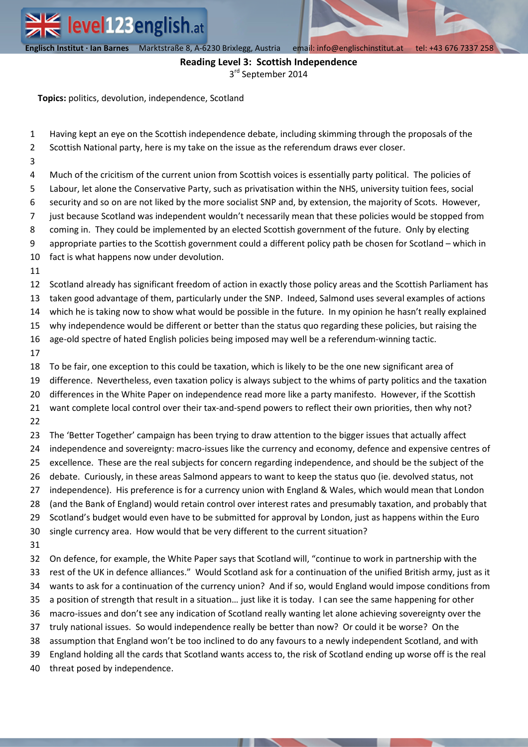**Reading Level 3: Scottish Independence**

3rd September 2014

**Topics:** politics, devolution, independence, Scotland

Having kept an eye on the Scottish independence debate, including skimming through the proposals of the Scottish National party, here is my take on the issue as the referendum draws ever closer.

Much of the cricitism of the current union from Scottish voices is essentially party political. The policies of Labour, let alone the Conservative Party, such as privatisation within the NHS, university tuition fees, social security and so on are not liked by the more socialist SNP and, by extension, the majority of Scots. However, just because Scotland was independent wouldn't necessarily mean that these policies would be stopped from coming in. They could be implemented by an elected Scottish government of the future. Only by electing appropriate parties to the Scottish government could a different policy path be chosen for Scotland – which in fact is what happens now under devolution.

Scotland already has significant freedom of action in exactly those policy areas and the Scottish Parliament has taken good advantage of them, particularly under the SNP. Indeed, Salmond uses several examples of actions which he is taking now to show what would be possible in the future. In my opinion he hasn't really explained why independence would be different or better than the status quo regarding these policies, but raising the age-old spectre of hated English policies being imposed may well be a referendum-winning tactic.

To be fair, one exception to this could be taxation, which is likely to be the one new significant area of difference. Nevertheless, even taxation policy is always subject to the whims of party politics and the taxation differences in the White Paper on independence read more like a party manifesto. However, if the Scottish want complete local control over their tax-and-spend powers to reflect their own priorities, then why not?

The 'Better Together' campaign has been trying to draw attention to the bigger issues that actually affect independence and sovereignty: macro-issues like the currency and economy, defence and expensive centres of excellence. These are the real subjects for concern regarding independence, and should be the subject of the debate. Curiously, in these areas Salmond appears to want to keep the status quo (ie. devolved status, not independence). His preference is for a currency union with England & Wales, which would mean that London (and the Bank of England) would retain control over interest rates and presumably taxation, and probably that Scotland's budget would even have to be submitted for approval by London, just as happens within the Euro single currency area. How would that be very different to the current situation?

On defence, for example, the White Paper says that Scotland will, "continue to work in partnership with the rest of the UK in defence alliances." Would Scotland ask for a continuation of the unified British army, just as it wants to ask for a continuation of the currency union? And if so, would England would impose conditions from a position of strength that result in a situation… just like it is today. I can see the same happening for other macro-issues and don't see any indication of Scotland really wanting let alone achieving sovereignty over the truly national issues. So would independence really be better than now? Or could it be worse? On the assumption that England won't be too inclined to do any favours to a newly independent Scotland, and with England holding all the cards that Scotland wants access to, the risk of Scotland ending up worse off is the real threat posed by independence.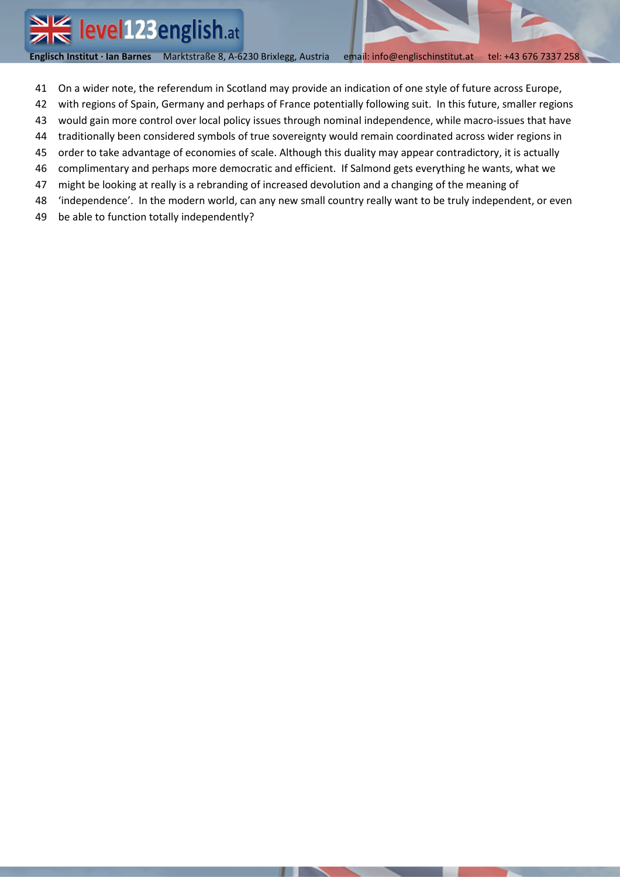On a wider note, the referendum in Scotland may provide an indication of one style of future across Europe, with regions of Spain, Germany and perhaps of France potentially following suit. In this future, smaller regions would gain more control over local policy issues through nominal independence, while macro-issues that have traditionally been considered symbols of true sovereignty would remain coordinated across wider regions in order to take advantage of economies of scale. Although this duality may appear contradictory, it is actually complimentary and perhaps more democratic and efficient. If Salmond gets everything he wants, what we might be looking at really is a rebranding of increased devolution and a changing of the meaning of 'independence'. In the modern world, can any new small country really want to be truly independent, or even be able to function totally independently?